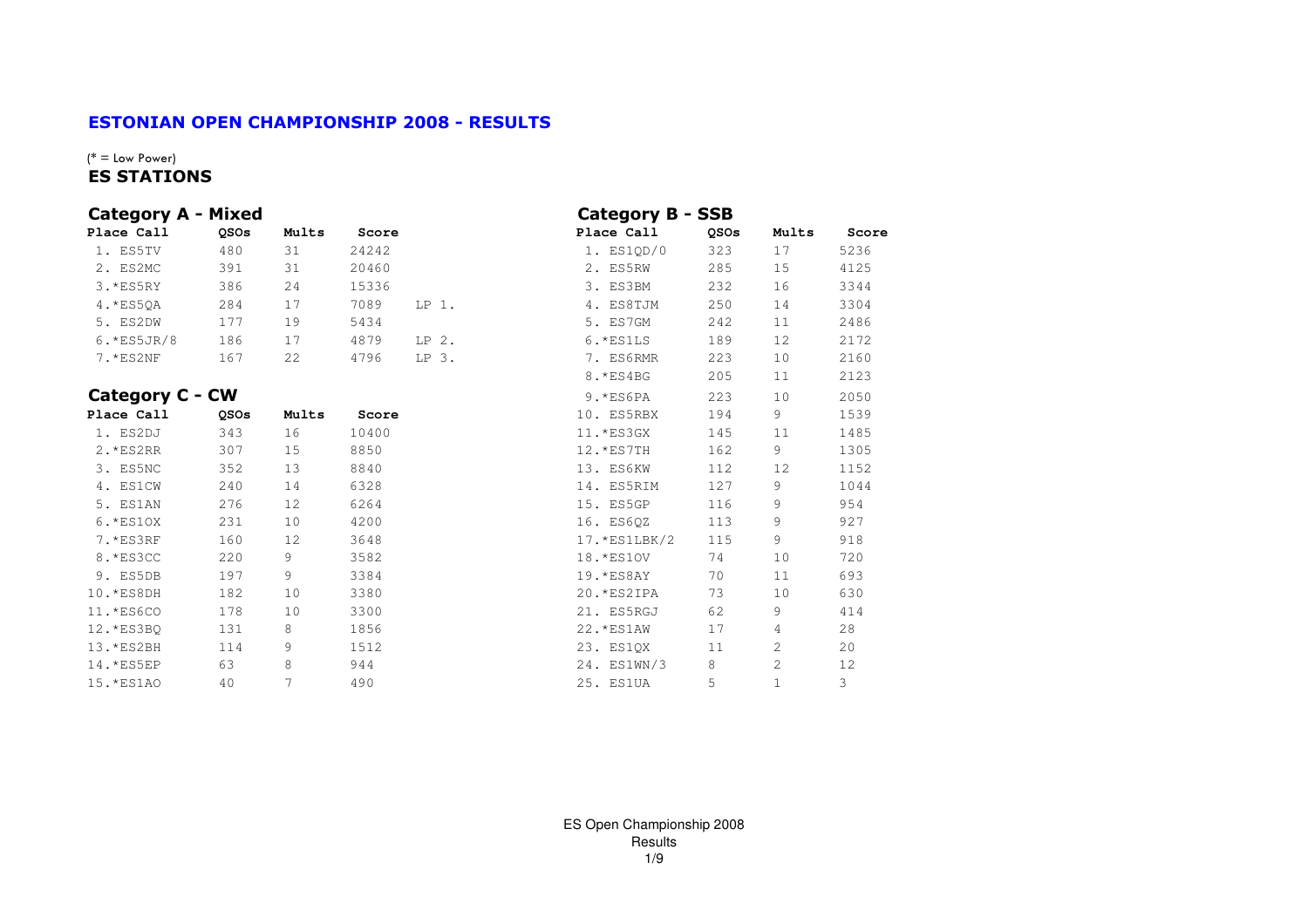# ESTONIAN OPEN CHAMPIONSHIP 2008 - RESULTS

(* = Low Power)

## ES STATIONS

### Category A - Mixed

| Place Call | QSOs | Mults | Score | |
|---|---|---|---|---|
| 1. ES5TV | 480 | 31 | 24242 | |
| 2. ES2MC | 391 | 31 | 20460 | |
| 3.*ES5RY | 386 | 24 | 15336 | |
| 4.*ES5QA | 284 | 17 | 7089 | LP 1. |
| 5. ES2DW | 177 | 19 | 5434 | |
| 6.*ES5JR/8 | 186 | 17 | 4879 | LP 2. |
| 7.*ES2NF | 167 | 22 | 4796 | LP 3. |

### Category C - CW

| Place Call | QSOs | Mults | Score |
|---|---|---|---|
| 1. ES2DJ | 343 | 16 | 10400 |
| 2.*ES2RR | 307 | 15 | 8850 |
| 3. ES5NC | 352 | 13 | 8840 |
| 4. ES1CW | 240 | 14 | 6328 |
| 5. ES1AN | 276 | 12 | 6264 |
| 6.*ES1OX | 231 | 10 | 4200 |
| 7.*ES3RF | 160 | 12 | 3648 |
| 8.*ES3CC | 220 | 9 | 3582 |
| 9. ES5DB | 197 | 9 | 3384 |
| 10.*ES8DH | 182 | 10 | 3380 |
| 11.*ES6CO | 178 | 10 | 3300 |
| 12.*ES3BQ | 131 | 8 | 1856 |
| 13.*ES2BH | 114 | 9 | 1512 |
| 14.*ES5EP | 63 | 8 | 944 |
| 15.*ES1AO | 40 | 7 | 490 |

### Category B - SSB

| Place Call | QSOs | Mults | Score |
|---|---|---|---|
| 1. ES1QD/0 | 323 | 17 | 5236 |
| 2. ES5RW | 285 | 15 | 4125 |
| 3. ES3BM | 232 | 16 | 3344 |
| 4. ES8TJM | 250 | 14 | 3304 |
| 5. ES7GM | 242 | 11 | 2486 |
| 6.*ES1LS | 189 | 12 | 2172 |
| 7. ES6RMR | 223 | 10 | 2160 |
| 8.*ES4BG | 205 | 11 | 2123 |
| 9.*ES6PA | 223 | 10 | 2050 |
| 10. ES5RBX | 194 | 9 | 1539 |
| 11.*ES3GX | 145 | 11 | 1485 |
| 12.*ES7TH | 162 | 9 | 1305 |
| 13. ES6KW | 112 | 12 | 1152 |
| 14. ES5RIM | 127 | 9 | 1044 |
| 15. ES5GP | 116 | 9 | 954 |
| 16. ES6QZ | 113 | 9 | 927 |
| 17.*ES1LBK/2 | 115 | 9 | 918 |
| 18.*ES1OV | 74 | 10 | 720 |
| 19.*ES8AY | 70 | 11 | 693 |
| 20.*ES2IPA | 73 | 10 | 630 |
| 21. ES5RGJ | 62 | 9 | 414 |
| 22.*ES1AW | 17 | 4 | 28 |
| 23. ES1QX | 11 | 2 | 20 |
| 24. ES1WN/3 | 8 | 2 | 12 |
| 25. ES1UA | 5 | 1 | 3 |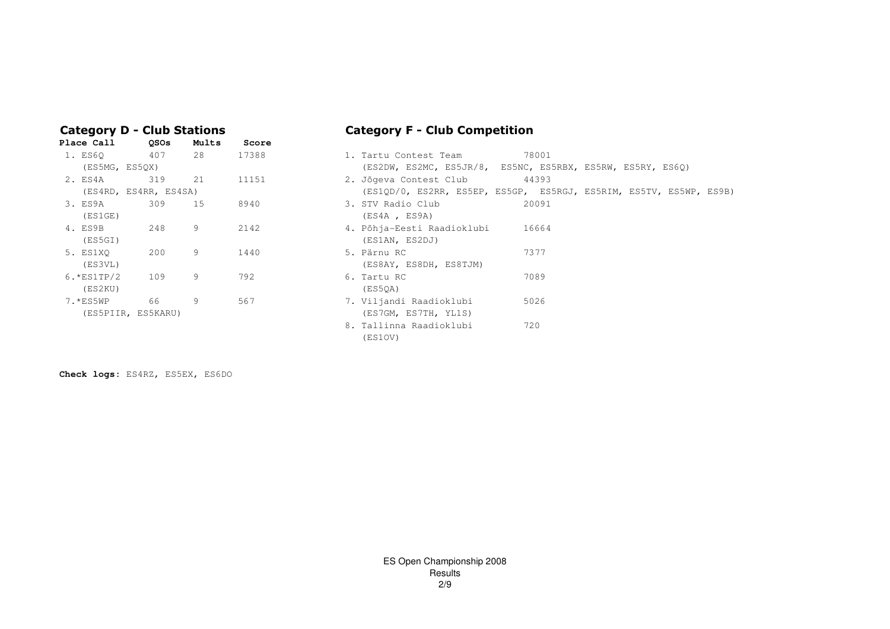## Category D - Club Stations

| Place | Call | QSOs | Mults | Score |
|---|---|---|---|---|
| 1. | ES6Q | 407 | 28 | 17388 |
| | (ES5MG, ES5QX) | | | |
| 2. | ES4A | 319 | 21 | 11151 |
| | (ES4RD, ES4RR, ES4SA) | | | |
| 3. | ES9A | 309 | 15 | 8940 |
| | (ES1GE) | | | |
| 4. | ES9B | 248 | 9 | 2142 |
| | (ES5GI) | | | |
| 5. | ES1XQ | 200 | 9 | 1440 |
| | (ES3VL) | | | |
| 6. | *ES1TP/2 | 109 | 9 | 792 |
| | (ES2KU) | | | |
| 7. | *ES5WP | 66 | 9 | 567 |
| | (ES5PIIR, ES5KARU) | | | |

**Check logs**: ES4RZ, ES5EX, ES6DO

## Category F - Club Competition

| Place | Club | Score |
|---|---|---|
| 1. | Tartu Contest Team | 78001 |
| | (ES2DW, ES2MC, ES5JR/8, ES5NC, ES5RBX, ES5RW, ES5RY, ES6Q) | |
| 2. | Jõgeva Contest Club | 44393 |
| | (ES1QD/0, ES2RR, ES5EP, ES5GP, ES5RGJ, ES5RIM, ES5TV, ES5WP, ES9B) | |
| 3. | STV Radio Club | 20091 |
| | (ES4A , ES9A) | |
| 4. | Põhja-Eesti Raadioklubi | 16664 |
| | (ES1AN, ES2DJ) | |
| 5. | Pärnu RC | 7377 |
| | (ES8AY, ES8DH, ES8TJM) | |
| 6. | Tartu RC | 7089 |
| | (ES5QA) | |
| 7. | Viljandi Raadioklubi | 5026 |
| | (ES7GM, ES7TH, YL1S) | |
| 8. | Tallinna Raadioklubi | 720 |
| | (ES1OV) | |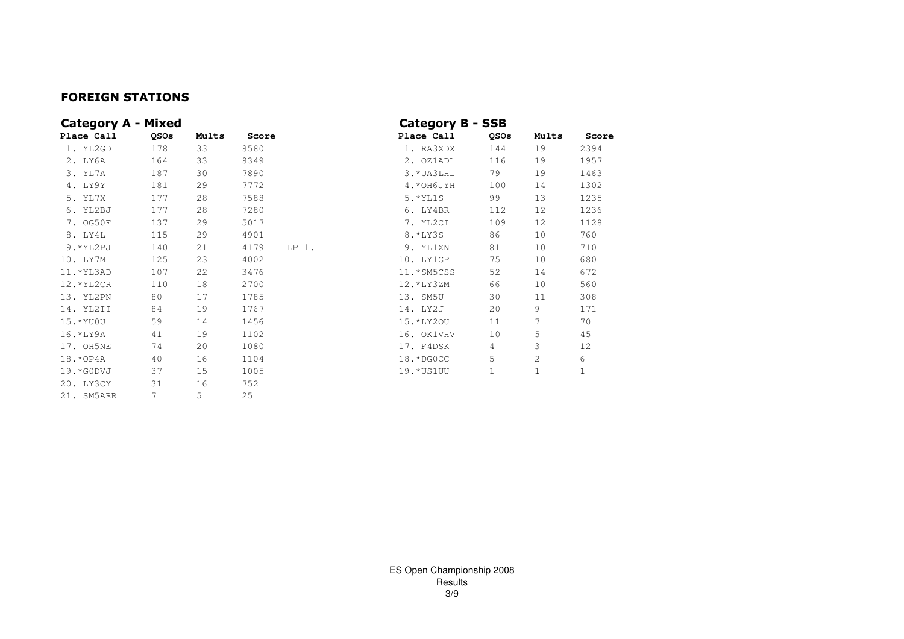## FOREIGN STATIONS

### Category A - Mixed

| Place Call | QSOs | Mults | Score | |
|---|---|---|---|---|
| 1. YL2GD | 178 | 33 | 8580 | |
| 2. LY6A | 164 | 33 | 8349 | |
| 3. YL7A | 187 | 30 | 7890 | |
| 4. LY9Y | 181 | 29 | 7772 | |
| 5. YL7X | 177 | 28 | 7588 | |
| 6. YL2BJ | 177 | 28 | 7280 | |
| 7. OG50F | 137 | 29 | 5017 | |
| 8. LY4L | 115 | 29 | 4901 | |
| 9.*YL2PJ | 140 | 21 | 4179 | LP 1. |
| 10. LY7M | 125 | 23 | 4002 | |
| 11.*YL3AD | 107 | 22 | 3476 | |
| 12.*YL2CR | 110 | 18 | 2700 | |
| 13. YL2PN | 80 | 17 | 1785 | |
| 14. YL2II | 84 | 19 | 1767 | |
| 15.*YU0U | 59 | 14 | 1456 | |
| 16.*LY9A | 41 | 19 | 1102 | |
| 17. OH5NE | 74 | 20 | 1080 | |
| 18.*OP4A | 40 | 16 | 1104 | |
| 19.*G0DVJ | 37 | 15 | 1005 | |
| 20. LY3CY | 31 | 16 | 752 | |
| 21. SM5ARR | 7 | 5 | 25 | |

### Category B - SSB

| Place Call | QSOs | Mults | Score |
|---|---|---|---|
| 1. RA3XDX | 144 | 19 | 2394 |
| 2. OZ1ADL | 116 | 19 | 1957 |
| 3.*UA3LHL | 79 | 19 | 1463 |
| 4.*OH6JYH | 100 | 14 | 1302 |
| 5.*YL1S | 99 | 13 | 1235 |
| 6. LY4BR | 112 | 12 | 1236 |
| 7. YL2CI | 109 | 12 | 1128 |
| 8.*LY3S | 86 | 10 | 760 |
| 9. YL1XN | 81 | 10 | 710 |
| 10. LY1GP | 75 | 10 | 680 |
| 11.*SM5CSS | 52 | 14 | 672 |
| 12.*LY3ZM | 66 | 10 | 560 |
| 13. SM5U | 30 | 11 | 308 |
| 14. LY2J | 20 | 9 | 171 |
| 15.*LY2OU | 11 | 7 | 70 |
| 16. OK1VHV | 10 | 5 | 45 |
| 17. F4DSK | 4 | 3 | 12 |
| 18.*DG0CC | 5 | 2 | 6 |
| 19.*US1UU | 1 | 1 | 1 |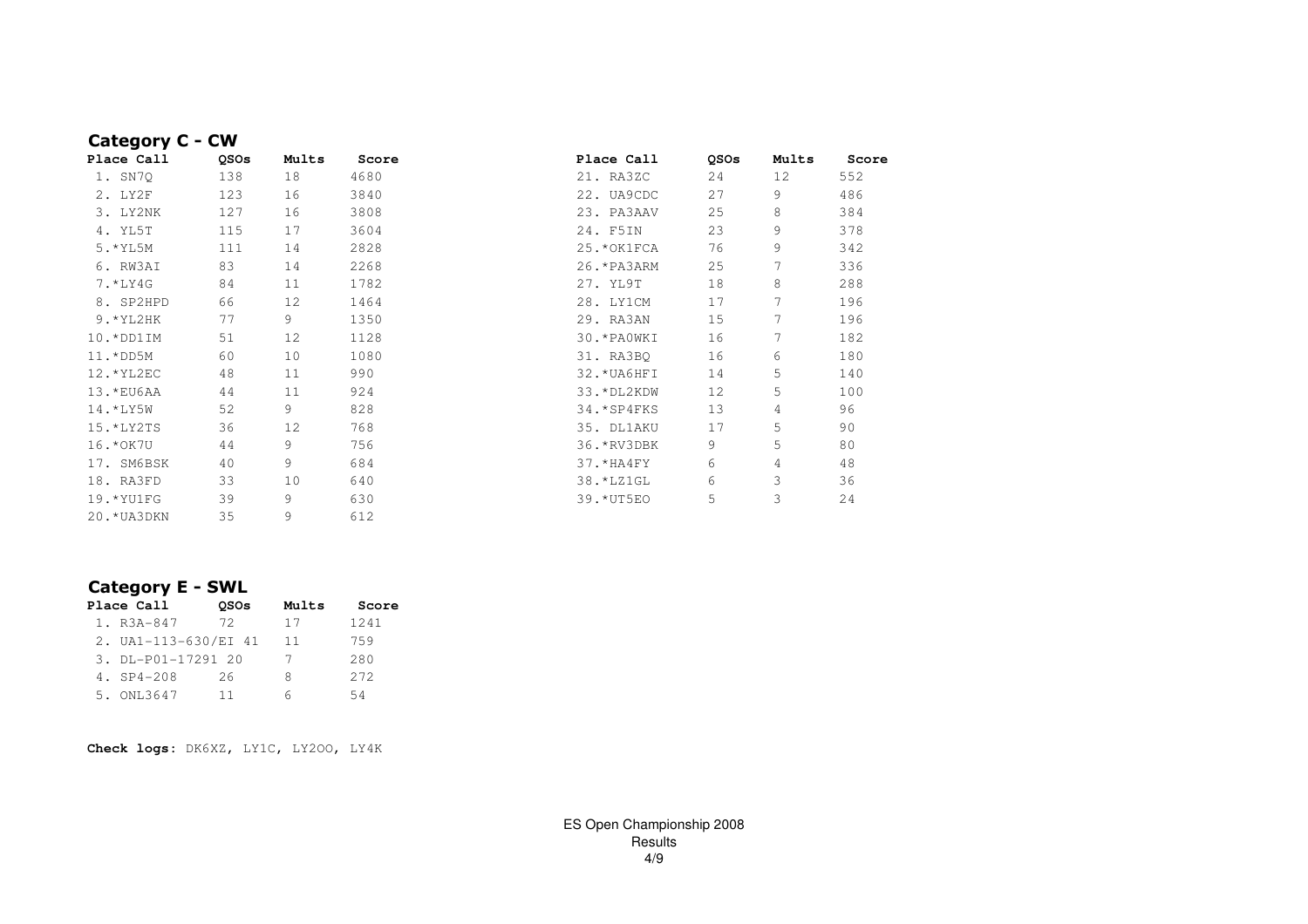## Category C - CW

| Place | Call | QSOs | Mults | Score |
|---|---|---|---|---|
| 1. | SN7Q | 138 | 18 | 4680 |
| 2. | LY2F | 123 | 16 | 3840 |
| 3. | LY2NK | 127 | 16 | 3808 |
| 4. | YL5T | 115 | 17 | 3604 |
| 5. | *YL5M | 111 | 14 | 2828 |
| 6. | RW3AI | 83 | 14 | 2268 |
| 7. | *LY4G | 84 | 11 | 1782 |
| 8. | SP2HPD | 66 | 12 | 1464 |
| 9. | *YL2HK | 77 | 9 | 1350 |
| 10. | *DD1IM | 51 | 12 | 1128 |
| 11. | *DD5M | 60 | 10 | 1080 |
| 12. | *YL2EC | 48 | 11 | 990 |
| 13. | *EU6AA | 44 | 11 | 924 |
| 14. | *LY5W | 52 | 9 | 828 |
| 15. | *LY2TS | 36 | 12 | 768 |
| 16. | *OK7U | 44 | 9 | 756 |
| 17. | SM6BSK | 40 | 9 | 684 |
| 18. | RA3FD | 33 | 10 | 640 |
| 19. | *YU1FG | 39 | 9 | 630 |
| 20. | *UA3DKN | 35 | 9 | 612 |
| 21. | RA3ZC | 24 | 12 | 552 |
| 22. | UA9CDC | 27 | 9 | 486 |
| 23. | PA3AAV | 25 | 8 | 384 |
| 24. | F5IN | 23 | 9 | 378 |
| 25. | *OK1FCA | 76 | 9 | 342 |
| 26. | *PA3ARM | 25 | 7 | 336 |
| 27. | YL9T | 18 | 8 | 288 |
| 28. | LY1CM | 17 | 7 | 196 |
| 29. | RA3AN | 15 | 7 | 196 |
| 30. | *PA0WKI | 16 | 7 | 182 |
| 31. | RA3BQ | 16 | 6 | 180 |
| 32. | *UA6HFI | 14 | 5 | 140 |
| 33. | *DL2KDW | 12 | 5 | 100 |
| 34. | *SP4FKS | 13 | 4 | 96 |
| 35. | DL1AKU | 17 | 5 | 90 |
| 36. | *RV3DBK | 9 | 5 | 80 |
| 37. | *HA4FY | 6 | 4 | 48 |
| 38. | *LZ1GL | 6 | 3 | 36 |
| 39. | *UT5EO | 5 | 3 | 24 |

## Category E - SWL

| Place | Call | QSOs | Mults | Score |
|---|---|---|---|---|
| 1. | R3A-847 | 72 | 17 | 1241 |
| 2. | UA1-113-630/EI | 41 | 11 | 759 |
| 3. | DL-P01-17291 | 20 | 7 | 280 |
| 4. | SP4-208 | 26 | 8 | 272 |
| 5. | ONL3647 | 11 | 6 | 54 |

**Check logs**: DK6XZ, LY1C, LY2OO, LY4K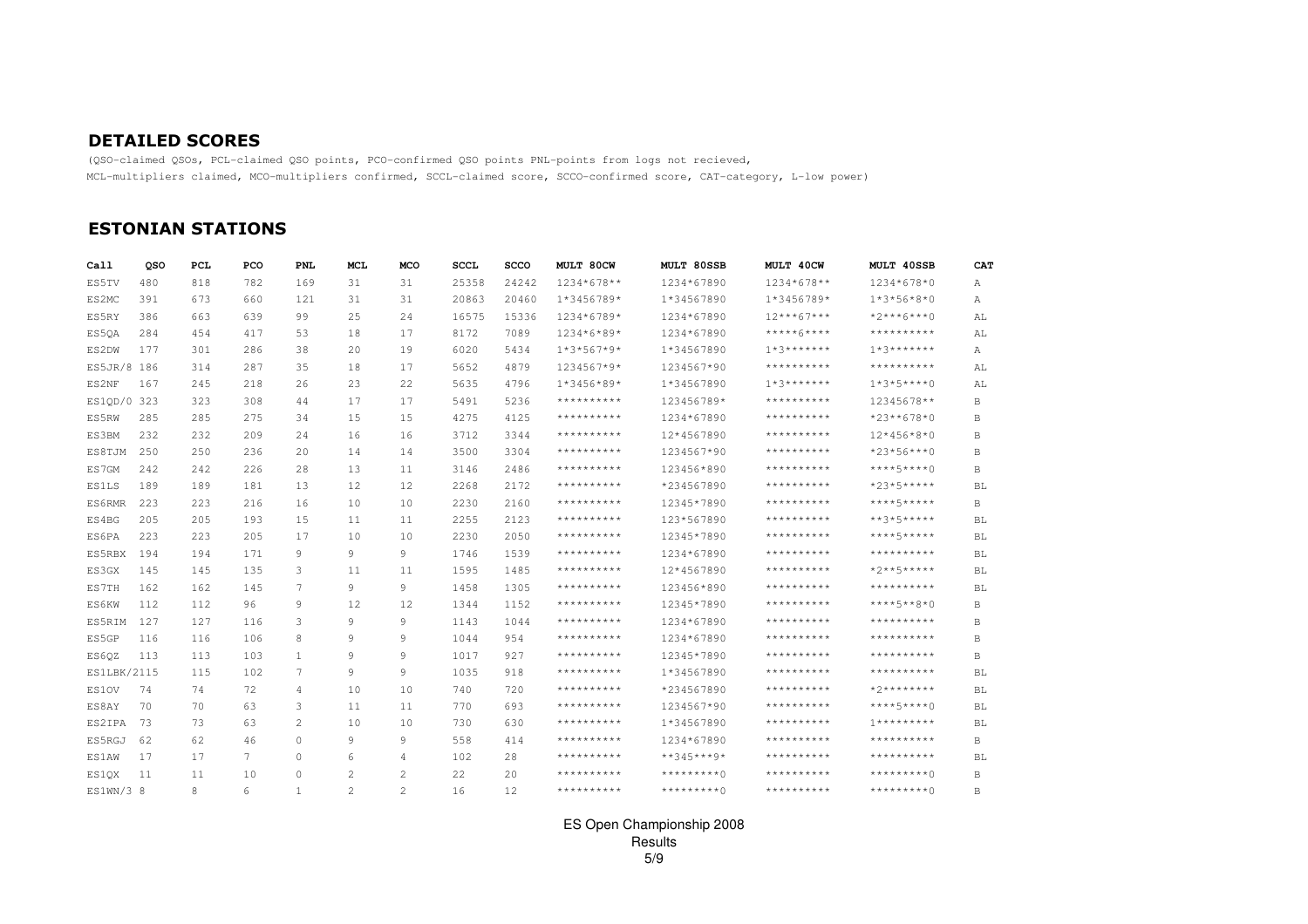## DETAILED SCORES

(QSO-claimed QSOs, PCL-claimed QSO points, PCO-confirmed QSO points PNL-points from logs not recieved, MCL-multipliers claimed, MCO-multipliers confirmed, SCCL-claimed score, SCCO-confirmed score, CAT-category, L-low power)

## ESTONIAN STATIONS

| Call | QSO | PCL | PCO | PNL | MCL | MCO | SCCL | SCCO | MULT 80CW | MULT 80SSB | MULT 40CW | MULT 40SSB | CAT |
|---|---|---|---|---|---|---|---|---|---|---|---|---|---|
| ES5TV | 480 | 818 | 782 | 169 | 31 | 31 | 25358 | 24242 | 1234*678** | 1234*67890 | 1234*678** | 1234*678*0 | A |
| ES2MC | 391 | 673 | 660 | 121 | 31 | 31 | 20863 | 20460 | 1*3456789* | 1*34567890 | 1*3456789* | 1*3*56*8*0 | A |
| ES5RY | 386 | 663 | 639 | 99 | 25 | 24 | 16575 | 15336 | 1234*6789* | 1234*67890 | 12***67*** | *2***6***0 | AL |
| ES5QA | 284 | 454 | 417 | 53 | 18 | 17 | 8172 | 7089 | 1234*6*89* | 1234*67890 | *****6**** | ********** | AL |
| ES2DW | 177 | 301 | 286 | 38 | 20 | 19 | 6020 | 5434 | 1*3*567*9* | 1*34567890 | 1*3******* | 1*3******* | A |
| ES5JR/8 | 186 | 314 | 287 | 35 | 18 | 17 | 5652 | 4879 | 1234567*9* | 1234567*90 | ********** | ********** | AL |
| ES2NF | 167 | 245 | 218 | 26 | 23 | 22 | 5635 | 4796 | 1*3456*89* | 1*34567890 | 1*3******* | 1*3*5****0 | AL |
| ES1QD/0 | 323 | 323 | 308 | 44 | 17 | 17 | 5491 | 5236 | ********** | 123456789* | ********** | 12345678** | B |
| ES5RW | 285 | 285 | 275 | 34 | 15 | 15 | 4275 | 4125 | ********** | 1234*67890 | ********** | *23**678*0 | B |
| ES3BM | 232 | 232 | 209 | 24 | 16 | 16 | 3712 | 3344 | ********** | 12*4567890 | ********** | 12*456*8*0 | B |
| ES8TJM | 250 | 250 | 236 | 20 | 14 | 14 | 3500 | 3304 | ********** | 1234567*90 | ********** | *23*56***0 | B |
| ES7GM | 242 | 242 | 226 | 28 | 13 | 11 | 3146 | 2486 | ********** | 123456*890 | ********** | ****5****0 | B |
| ES1LS | 189 | 189 | 181 | 13 | 12 | 12 | 2268 | 2172 | ********** | *234567890 | ********** | *23*5***** | BL |
| ES6RMR | 223 | 223 | 216 | 16 | 10 | 10 | 2230 | 2160 | ********** | 12345*7890 | ********** | ****5***** | B |
| ES4BG | 205 | 205 | 193 | 15 | 11 | 11 | 2255 | 2123 | ********** | 123*567890 | ********** | **3*5***** | BL |
| ES6PA | 223 | 223 | 205 | 17 | 10 | 10 | 2230 | 2050 | ********** | 12345*7890 | ********** | ****5***** | BL |
| ES5RBX | 194 | 194 | 171 | 9 | 9 | 9 | 1746 | 1539 | ********** | 1234*67890 | ********** | ********** | BL |
| ES3GX | 145 | 145 | 135 | 3 | 11 | 11 | 1595 | 1485 | ********** | 12*4567890 | ********** | *2**5***** | BL |
| ES7TH | 162 | 162 | 145 | 7 | 9 | 9 | 1458 | 1305 | ********** | 123456*890 | ********** | ********** | BL |
| ES6KW | 112 | 112 | 96 | 9 | 12 | 12 | 1344 | 1152 | ********** | 12345*7890 | ********** | ****5**8*0 | B |
| ES5RIM | 127 | 127 | 116 | 3 | 9 | 9 | 1143 | 1044 | ********** | 1234*67890 | ********** | ********** | B |
| ES5GP | 116 | 116 | 106 | 8 | 9 | 9 | 1044 | 954 | ********** | 1234*67890 | ********** | ********** | B |
| ES6QZ | 113 | 113 | 103 | 1 | 9 | 9 | 1017 | 927 | ********** | 12345*7890 | ********** | ********** | B |
| ES1LBK/2 | 115 | 115 | 102 | 7 | 9 | 9 | 1035 | 918 | ********** | 1*34567890 | ********** | ********** | BL |
| ES1OV | 74 | 74 | 72 | 4 | 10 | 10 | 740 | 720 | ********** | *234567890 | ********** | *2******** | BL |
| ES8AY | 70 | 70 | 63 | 3 | 11 | 11 | 770 | 693 | ********** | 1234567*90 | ********** | ****5****0 | BL |
| ES2IPA | 73 | 73 | 63 | 2 | 10 | 10 | 730 | 630 | ********** | 1*34567890 | ********** | 1********* | BL |
| ES5RGJ | 62 | 62 | 46 | 0 | 9 | 9 | 558 | 414 | ********** | 1234*67890 | ********** | ********** | B |
| ES1AW | 17 | 17 | 7 | 0 | 6 | 4 | 102 | 28 | ********** | **345***9* | ********** | ********** | BL |
| ES1QX | 11 | 11 | 10 | 0 | 2 | 2 | 22 | 20 | ********** | *********0 | ********** | *********0 | B |
| ES1WN/3 | 8 | 8 | 6 | 1 | 2 | 2 | 16 | 12 | ********** | *********0 | ********** | *********0 | B |

ES Open Championship 2008
Results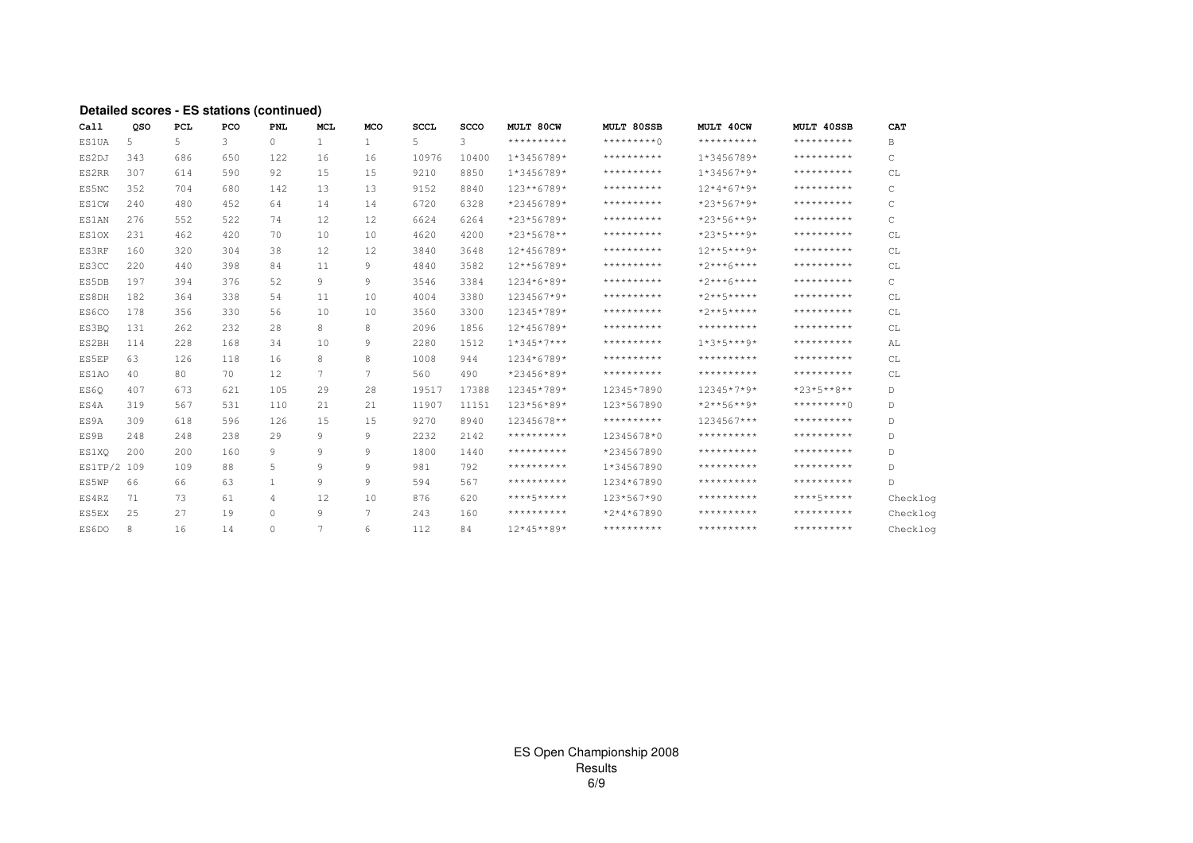**Detailed scores - ES stations (continued)**

| Call | QSO | PCL | PCO | PNL | MCL | MCO | SCCL | SCCO | MULT 80CW | MULT 80SSB | MULT 40CW | MULT 40SSB | CAT |
|---|---|---|---|---|---|---|---|---|---|---|---|---|---|
| ES1UA | 5 | 5 | 3 | 0 | 1 | 1 | 5 | 3 | ********** | *********0 | ********** | ********** | B |
| ES2DJ | 343 | 686 | 650 | 122 | 16 | 16 | 10976 | 10400 | 1*3456789* | ********** | 1*3456789* | ********** | C |
| ES2RR | 307 | 614 | 590 | 92 | 15 | 15 | 9210 | 8850 | 1*3456789* | ********** | 1*34567*9* | ********** | CL |
| ES5NC | 352 | 704 | 680 | 142 | 13 | 13 | 9152 | 8840 | 123**6789* | ********** | 12*4*67*9* | ********** | C |
| ES1CW | 240 | 480 | 452 | 64 | 14 | 14 | 6720 | 6328 | *23456789* | ********** | *23*567*9* | ********** | C |
| ES1AN | 276 | 552 | 522 | 74 | 12 | 12 | 6624 | 6264 | *23*56789* | ********** | *23*56**9* | ********** | C |
| ES1OX | 231 | 462 | 420 | 70 | 10 | 10 | 4620 | 4200 | *23*5678** | ********** | *23*5***9* | ********** | CL |
| ES3RF | 160 | 320 | 304 | 38 | 12 | 12 | 3840 | 3648 | 12*456789* | ********** | 12**5***9* | ********** | CL |
| ES3CC | 220 | 440 | 398 | 84 | 11 | 9 | 4840 | 3582 | 12**56789* | ********** | *2***6**** | ********** | CL |
| ES5DB | 197 | 394 | 376 | 52 | 9 | 9 | 3546 | 3384 | 1234*6*89* | ********** | *2***6**** | ********** | C |
| ES8DH | 182 | 364 | 338 | 54 | 11 | 10 | 4004 | 3380 | 1234567*9* | ********** | *2**5***** | ********** | CL |
| ES6CO | 178 | 356 | 330 | 56 | 10 | 10 | 3560 | 3300 | 12345*789* | ********** | *2**5***** | ********** | CL |
| ES3BQ | 131 | 262 | 232 | 28 | 8 | 8 | 2096 | 1856 | 12*456789* | ********** | ********** | ********** | CL |
| ES2BH | 114 | 228 | 168 | 34 | 10 | 9 | 2280 | 1512 | 1*345*7*** | ********** | 1*3*5***9* | ********** | AL |
| ES5EP | 63 | 126 | 118 | 16 | 8 | 8 | 1008 | 944 | 1234*6789* | ********** | ********** | ********** | CL |
| ES1AO | 40 | 80 | 70 | 12 | 7 | 7 | 560 | 490 | *23456*89* | ********** | ********** | ********** | CL |
| ES6Q | 407 | 673 | 621 | 105 | 29 | 28 | 19517 | 17388 | 12345*789* | 12345*7890 | 12345*7*9* | *23*5**8** | D |
| ES4A | 319 | 567 | 531 | 110 | 21 | 21 | 11907 | 11151 | 123*56*89* | 123*567890 | *2**56**9* | *********0 | D |
| ES9A | 309 | 618 | 596 | 126 | 15 | 15 | 9270 | 8940 | 12345678** | ********** | 1234567*** | ********** | D |
| ES9B | 248 | 248 | 238 | 29 | 9 | 9 | 2232 | 2142 | ********** | 12345678*0 | ********** | ********** | D |
| ES1XQ | 200 | 200 | 160 | 9 | 9 | 9 | 1800 | 1440 | ********** | *234567890 | ********** | ********** | D |
| ES1TP/2 | 109 | 109 | 88 | 5 | 9 | 9 | 981 | 792 | ********** | 1*34567890 | ********** | ********** | D |
| ES5WP | 66 | 66 | 63 | 1 | 9 | 9 | 594 | 567 | ********** | 1234*67890 | ********** | ********** | D |
| ES4RZ | 71 | 73 | 61 | 4 | 12 | 10 | 876 | 620 | ****5***** | 123*567*90 | ********** | ****5***** | Checklog |
| ES5EX | 25 | 27 | 19 | 0 | 9 | 7 | 243 | 160 | ********** | *2*4*67890 | ********** | ********** | Checklog |
| ES6DO | 8 | 16 | 14 | 0 | 7 | 6 | 112 | 84 | 12*45**89* | ********** | ********** | ********** | Checklog |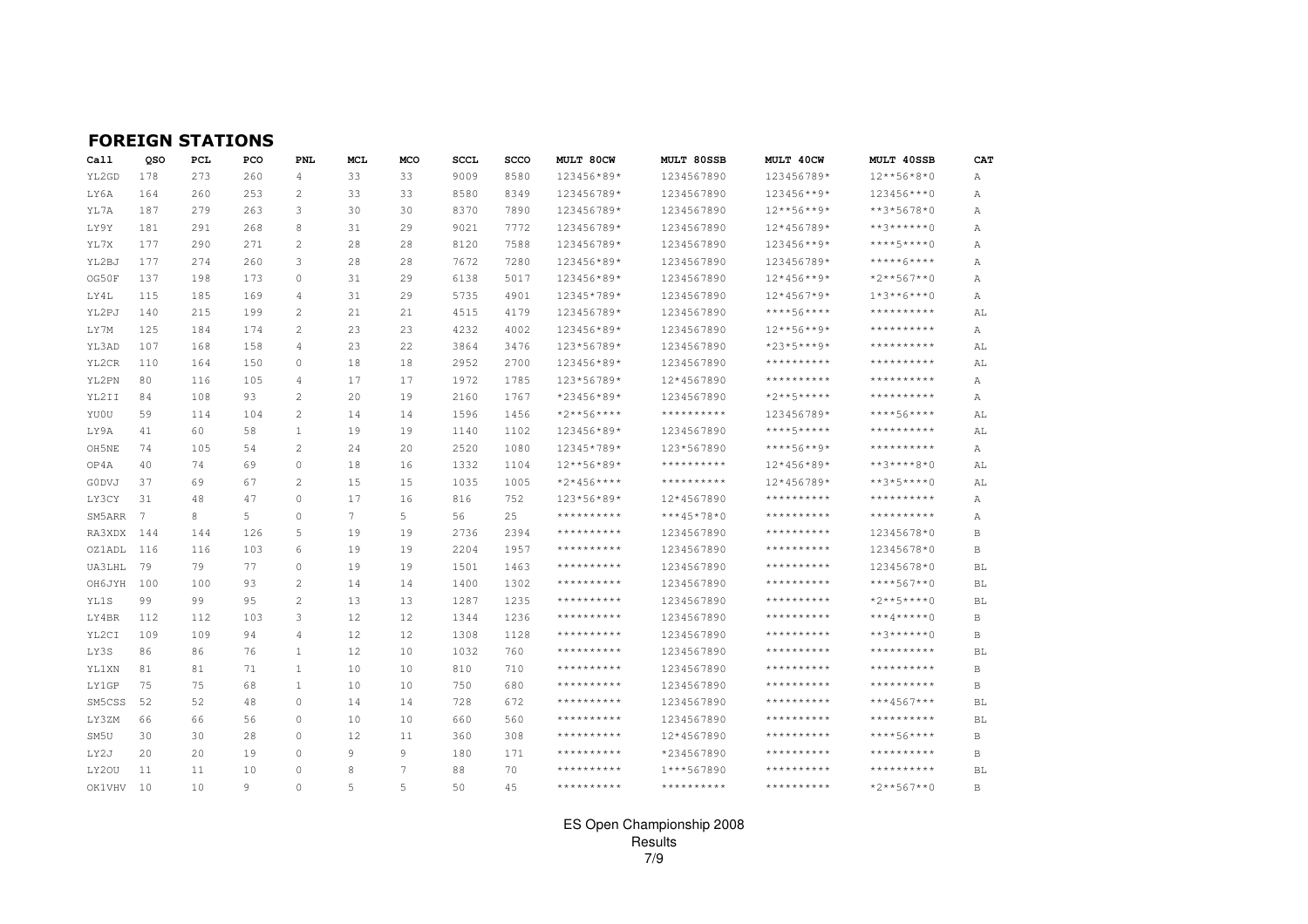## FOREIGN STATIONS

| Call | QSO | PCL | PCO | PNL | MCL | MCO | SCCL | SCCO | MULT 80CW | MULT 80SSB | MULT 40CW | MULT 40SSB | CAT |
|---|---|---|---|---|---|---|---|---|---|---|---|---|---|
| YL2GD | 178 | 273 | 260 | 4 | 33 | 33 | 9009 | 8580 | 123456*89* | 1234567890 | 123456789* | 12**56*8*0 | A |
| LY6A | 164 | 260 | 253 | 2 | 33 | 33 | 8580 | 8349 | 123456789* | 1234567890 | 123456**9* | 123456***0 | A |
| YL7A | 187 | 279 | 263 | 3 | 30 | 30 | 8370 | 7890 | 123456789* | 1234567890 | 12**56**9* | **3*5678*0 | A |
| LY9Y | 181 | 291 | 268 | 8 | 31 | 29 | 9021 | 7772 | 123456789* | 1234567890 | 12*456789* | **3******0 | A |
| YL7X | 177 | 290 | 271 | 2 | 28 | 28 | 8120 | 7588 | 123456789* | 1234567890 | 123456**9* | ****5****0 | A |
| YL2BJ | 177 | 274 | 260 | 3 | 28 | 28 | 7672 | 7280 | 123456*89* | 1234567890 | 123456789* | *****6**** | A |
| OG50F | 137 | 198 | 173 | 0 | 31 | 29 | 6138 | 5017 | 123456*89* | 1234567890 | 12*456**9* | *2**567**0 | A |
| LY4L | 115 | 185 | 169 | 4 | 31 | 29 | 5735 | 4901 | 12345*789* | 1234567890 | 12*4567*9* | 1*3**6***0 | A |
| YL2PJ | 140 | 215 | 199 | 2 | 21 | 21 | 4515 | 4179 | 123456789* | 1234567890 | ****56**** | ********** | AL |
| LY7M | 125 | 184 | 174 | 2 | 23 | 23 | 4232 | 4002 | 123456*89* | 1234567890 | 12**56**9* | ********** | A |
| YL3AD | 107 | 168 | 158 | 4 | 23 | 22 | 3864 | 3476 | 123*56789* | 1234567890 | *23*5***9* | ********** | AL |
| YL2CR | 110 | 164 | 150 | 0 | 18 | 18 | 2952 | 2700 | 123456*89* | 1234567890 | ********** | ********** | AL |
| YL2PN | 80 | 116 | 105 | 4 | 17 | 17 | 1972 | 1785 | 123*56789* | 12*4567890 | ********** | ********** | A |
| YL2II | 84 | 108 | 93 | 2 | 20 | 19 | 2160 | 1767 | *23456*89* | 1234567890 | *2**5***** | ********** | A |
| YU0U | 59 | 114 | 104 | 2 | 14 | 14 | 1596 | 1456 | *2**56**** | ********** | 123456789* | ****56**** | AL |
| LY9A | 41 | 60 | 58 | 1 | 19 | 19 | 1140 | 1102 | 123456*89* | 1234567890 | ****5***** | ********** | AL |
| OH5NE | 74 | 105 | 54 | 2 | 24 | 20 | 2520 | 1080 | 12345*789* | 123*567890 | ****56**9* | ********** | A |
| OP4A | 40 | 74 | 69 | 0 | 18 | 16 | 1332 | 1104 | 12**56*89* | ********** | 12*456*89* | **3****8*0 | AL |
| G0DVJ | 37 | 69 | 67 | 2 | 15 | 15 | 1035 | 1005 | *2*456**** | ********** | 12*456789* | **3*5****0 | AL |
| LY3CY | 31 | 48 | 47 | 0 | 17 | 16 | 816 | 752 | 123*56*89* | 12*4567890 | ********** | ********** | A |
| SM5ARR | 7 | 8 | 5 | 0 | 7 | 5 | 56 | 25 | ********** | ***45*78*0 | ********** | ********** | A |
| RA3XDX | 144 | 144 | 126 | 5 | 19 | 19 | 2736 | 2394 | ********** | 1234567890 | ********** | 12345678*0 | B |
| OZ1ADL | 116 | 116 | 103 | 6 | 19 | 19 | 2204 | 1957 | ********** | 1234567890 | ********** | 12345678*0 | B |
| UA3LHL | 79 | 79 | 77 | 0 | 19 | 19 | 1501 | 1463 | ********** | 1234567890 | ********** | 12345678*0 | BL |
| OH6JYH | 100 | 100 | 93 | 2 | 14 | 14 | 1400 | 1302 | ********** | 1234567890 | ********** | ****567**0 | BL |
| YL1S | 99 | 99 | 95 | 2 | 13 | 13 | 1287 | 1235 | ********** | 1234567890 | ********** | *2**5****0 | BL |
| LY4BR | 112 | 112 | 103 | 3 | 12 | 12 | 1344 | 1236 | ********** | 1234567890 | ********** | ***4*****0 | B |
| YL2CI | 109 | 109 | 94 | 4 | 12 | 12 | 1308 | 1128 | ********** | 1234567890 | ********** | **3******0 | B |
| LY3S | 86 | 86 | 76 | 1 | 12 | 10 | 1032 | 760 | ********** | 1234567890 | ********** | ********** | BL |
| YL1XN | 81 | 81 | 71 | 1 | 10 | 10 | 810 | 710 | ********** | 1234567890 | ********** | ********** | B |
| LY1GP | 75 | 75 | 68 | 1 | 10 | 10 | 750 | 680 | ********** | 1234567890 | ********** | ********** | B |
| SM5CSS | 52 | 52 | 48 | 0 | 14 | 14 | 728 | 672 | ********** | 1234567890 | ********** | ***4567*** | BL |
| LY3ZM | 66 | 66 | 56 | 0 | 10 | 10 | 660 | 560 | ********** | 1234567890 | ********** | ********** | BL |
| SM5U | 30 | 30 | 28 | 0 | 12 | 11 | 360 | 308 | ********** | 12*4567890 | ********** | ****56**** | B |
| LY2J | 20 | 20 | 19 | 0 | 9 | 9 | 180 | 171 | ********** | *234567890 | ********** | ********** | B |
| LY2OU | 11 | 11 | 10 | 0 | 8 | 7 | 88 | 70 | ********** | 1***567890 | ********** | ********** | BL |
| OK1VHV | 10 | 10 | 9 | 0 | 5 | 5 | 50 | 45 | ********** | ********** | ********** | *2**567**0 | B |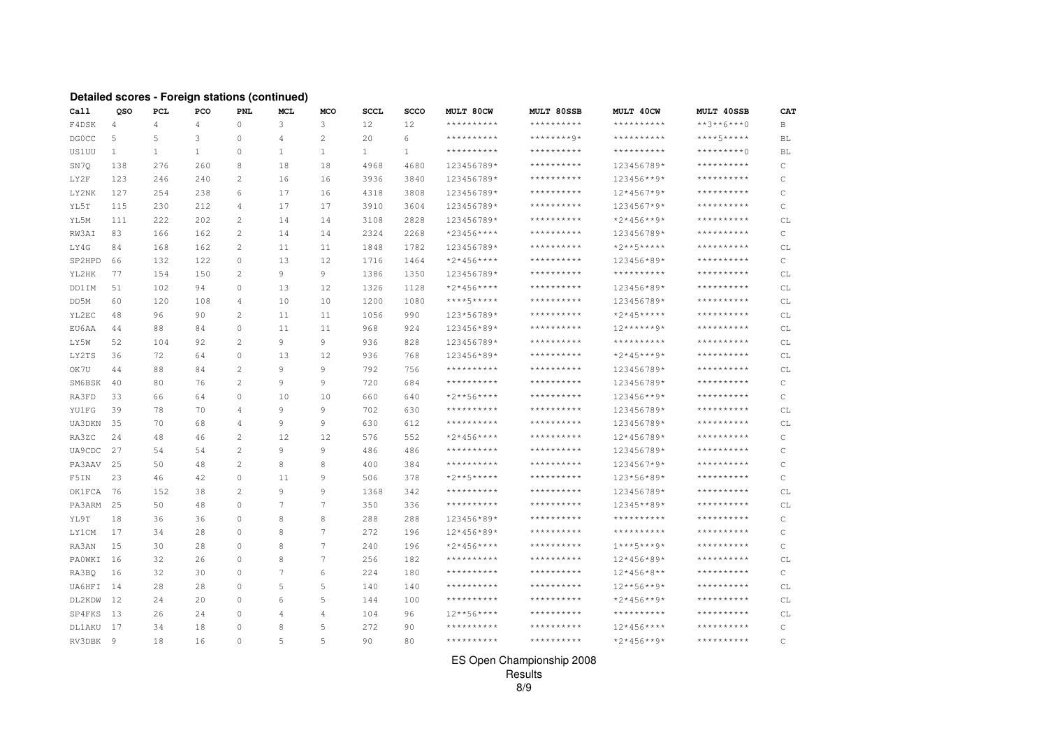**Detailed scores - Foreign stations (continued)**

| Call | QSO | PCL | PCO | PNL | MCL | MCO | SCCL | SCCO | MULT 80CW | MULT 80SSB | MULT 40CW | MULT 40SSB | CAT |
|---|---|---|---|---|---|---|---|---|---|---|---|---|---|
| F4DSK | 4 | 4 | 4 | 0 | 3 | 3 | 12 | 12 | ********** | ********** | ********** | **3**6***0 | B |
| DG0CC | 5 | 5 | 3 | 0 | 4 | 2 | 20 | 6 | ********** | ********9* | ********** | ****5***** | BL |
| US1UU | 1 | 1 | 1 | 0 | 1 | 1 | 1 | 1 | ********** | ********** | ********** | *********0 | BL |
| SN7Q | 138 | 276 | 260 | 8 | 18 | 18 | 4968 | 4680 | 123456789* | ********** | 123456789* | ********** | C |
| LY2F | 123 | 246 | 240 | 2 | 16 | 16 | 3936 | 3840 | 123456789* | ********** | 123456**9* | ********** | C |
| LY2NK | 127 | 254 | 238 | 6 | 17 | 16 | 4318 | 3808 | 123456789* | ********** | 12*4567*9* | ********** | C |
| YL5T | 115 | 230 | 212 | 4 | 17 | 17 | 3910 | 3604 | 123456789* | ********** | 1234567*9* | ********** | C |
| YL5M | 111 | 222 | 202 | 2 | 14 | 14 | 3108 | 2828 | 123456789* | ********** | *2*456**9* | ********** | CL |
| RW3AI | 83 | 166 | 162 | 2 | 14 | 14 | 2324 | 2268 | *23456**** | ********** | 123456789* | ********** | C |
| LY4G | 84 | 168 | 162 | 2 | 11 | 11 | 1848 | 1782 | 123456789* | ********** | *2**5***** | ********** | CL |
| SP2HPD | 66 | 132 | 122 | 0 | 13 | 12 | 1716 | 1464 | *2*456**** | ********** | 123456*89* | ********** | C |
| YL2HK | 77 | 154 | 150 | 2 | 9 | 9 | 1386 | 1350 | 123456789* | ********** | ********** | ********** | CL |
| DD1IM | 51 | 102 | 94 | 0 | 13 | 12 | 1326 | 1128 | *2*456**** | ********** | 123456*89* | ********** | CL |
| DD5M | 60 | 120 | 108 | 4 | 10 | 10 | 1200 | 1080 | ****5***** | ********** | 123456789* | ********** | CL |
| YL2EC | 48 | 96 | 90 | 2 | 11 | 11 | 1056 | 990 | 123*56789* | ********** | *2*45***** | ********** | CL |
| EU6AA | 44 | 88 | 84 | 0 | 11 | 11 | 968 | 924 | 123456*89* | ********** | 12******9* | ********** | CL |
| LY5W | 52 | 104 | 92 | 2 | 9 | 9 | 936 | 828 | 123456789* | ********** | ********** | ********** | CL |
| LY2TS | 36 | 72 | 64 | 0 | 13 | 12 | 936 | 768 | 123456*89* | ********** | *2*45***9* | ********** | CL |
| OK7U | 44 | 88 | 84 | 2 | 9 | 9 | 792 | 756 | ********** | ********** | 123456789* | ********** | CL |
| SM6BSK | 40 | 80 | 76 | 2 | 9 | 9 | 720 | 684 | ********** | ********** | 123456789* | ********** | C |
| RA3FD | 33 | 66 | 64 | 0 | 10 | 10 | 660 | 640 | *2**56**** | ********** | 123456**9* | ********** | C |
| YU1FG | 39 | 78 | 70 | 4 | 9 | 9 | 702 | 630 | ********** | ********** | 123456789* | ********** | CL |
| UA3DKN | 35 | 70 | 68 | 4 | 9 | 9 | 630 | 612 | ********** | ********** | 123456789* | ********** | CL |
| RA3ZC | 24 | 48 | 46 | 2 | 12 | 12 | 576 | 552 | *2*456**** | ********** | 12*456789* | ********** | C |
| UA9CDC | 27 | 54 | 54 | 2 | 9 | 9 | 486 | 486 | ********** | ********** | 123456789* | ********** | C |
| PA3AAV | 25 | 50 | 48 | 2 | 8 | 8 | 400 | 384 | ********** | ********** | 1234567*9* | ********** | C |
| F5IN | 23 | 46 | 42 | 0 | 11 | 9 | 506 | 378 | *2**5***** | ********** | 123*56*89* | ********** | C |
| OK1FCA | 76 | 152 | 38 | 2 | 9 | 9 | 1368 | 342 | ********** | ********** | 123456789* | ********** | CL |
| PA3ARM | 25 | 50 | 48 | 0 | 7 | 7 | 350 | 336 | ********** | ********** | 12345**89* | ********** | CL |
| YL9T | 18 | 36 | 36 | 0 | 8 | 8 | 288 | 288 | 123456*89* | ********** | ********** | ********** | C |
| LY1CM | 17 | 34 | 28 | 0 | 8 | 7 | 272 | 196 | 12*456*89* | ********** | ********** | ********** | C |
| RA3AN | 15 | 30 | 28 | 0 | 8 | 7 | 240 | 196 | *2*456**** | ********** | 1***5***9* | ********** | C |
| PA0WKI | 16 | 32 | 26 | 0 | 8 | 7 | 256 | 182 | ********** | ********** | 12*456*89* | ********** | CL |
| RA3BQ | 16 | 32 | 30 | 0 | 7 | 6 | 224 | 180 | ********** | ********** | 12*456*8** | ********** | C |
| UA6HFI | 14 | 28 | 28 | 0 | 5 | 5 | 140 | 140 | ********** | ********** | 12**56**9* | ********** | CL |
| DL2KDW | 12 | 24 | 20 | 0 | 6 | 5 | 144 | 100 | ********** | ********** | *2*456**9* | ********** | CL |
| SP4FKS | 13 | 26 | 24 | 0 | 4 | 4 | 104 | 96 | 12**56**** | ********** | ********** | ********** | CL |
| DL1AKU | 17 | 34 | 18 | 0 | 8 | 5 | 272 | 90 | ********** | ********** | 12*456**** | ********** | C |
| RV3DBK | 9 | 18 | 16 | 0 | 5 | 5 | 90 | 80 | ********** | ********** | *2*456**9* | ********** | C |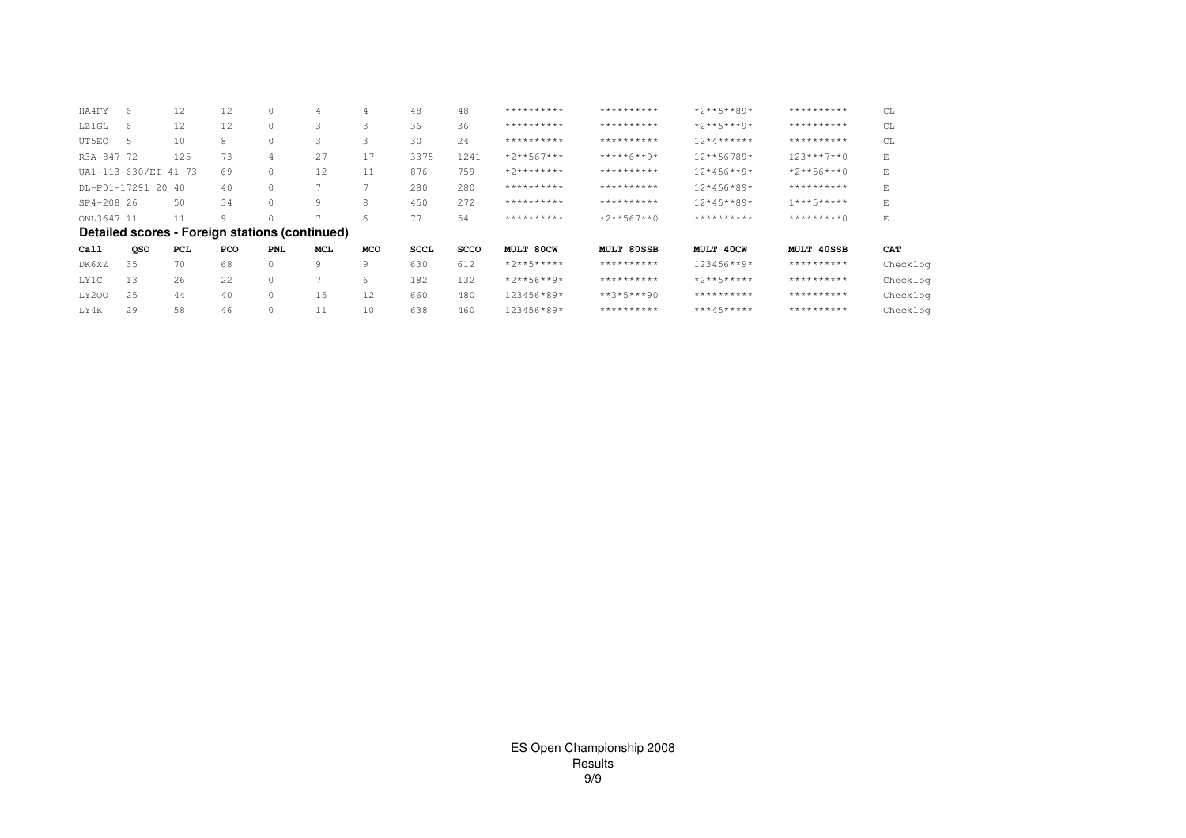| | | | | | | | | | | | | | |
|---|---|---|---|---|---|---|---|---|---|---|---|---|---|
| HA4FY | 6 | 12 | 12 | 0 | 4 | 4 | 48 | 48 | ********** | ********** | *2**5**89* | ********** | CL |
| LZ1GL | 6 | 12 | 12 | 0 | 3 | 3 | 36 | 36 | ********** | ********** | *2**5***9* | ********** | CL |
| UT5EO | 5 | 10 | 8 | 0 | 3 | 3 | 30 | 24 | ********** | ********** | 12*4****** | ********** | CL |
| R3A-847 | 72 | 125 | 73 | 4 | 27 | 17 | 3375 | 1241 | *2**567*** | *****6**9* | 12**56789* | 123***7**0 | E |
| UA1-113-630/EI | 41 | 73 | 69 | 0 | 12 | 11 | 876 | 759 | *2******** | ********** | 12*456**9* | *2**56***0 | E |
| DL-P01-17291 | 20 | 40 | 40 | 0 | 7 | 7 | 280 | 280 | ********** | ********** | 12*456*89* | ********** | E |
| SP4-208 | 26 | 50 | 34 | 0 | 9 | 8 | 450 | 272 | ********** | ********** | 12*45**89* | 1***5***** | E |
| ONL3647 | 11 | 11 | 9 | 0 | 7 | 6 | 77 | 54 | ********** | *2**567**0 | ********** | *********0 | E |

### Detailed scores - Foreign stations (continued)

| Call | QSO | PCL | PCO | PNL | MCL | MCO | SCCL | SCCO | MULT 80CW | MULT 80SSB | MULT 40CW | MULT 40SSB | CAT |
|---|---|---|---|---|---|---|---|---|---|---|---|---|---|
| DK6XZ | 35 | 70 | 68 | 0 | 9 | 9 | 630 | 612 | *2**5***** | ********** | 123456**9* | ********** | Checklog |
| LY1C | 13 | 26 | 22 | 0 | 7 | 6 | 182 | 132 | *2**56**9* | ********** | *2**5***** | ********** | Checklog |
| LY2OO | 25 | 44 | 40 | 0 | 15 | 12 | 660 | 480 | 123456*89* | **3*5***90 | ********** | ********** | Checklog |
| LY4K | 29 | 58 | 46 | 0 | 11 | 10 | 638 | 460 | 123456*89* | ********** | ***45***** | ********** | Checklog |